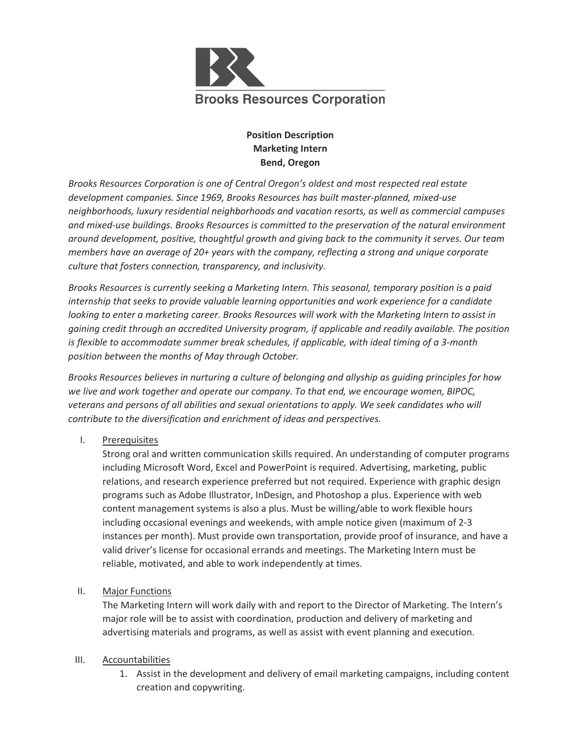**Brooks Resources Corporation**

**Position Description**
**Marketing Intern**
**Bend, Oregon**

*Brooks Resources Corporation is one of Central Oregon's oldest and most respected real estate development companies. Since 1969, Brooks Resources has built master-planned, mixed-use neighborhoods, luxury residential neighborhoods and vacation resorts, as well as commercial campuses and mixed-use buildings. Brooks Resources is committed to the preservation of the natural environment around development, positive, thoughtful growth and giving back to the community it serves. Our team members have an average of 20+ years with the company, reflecting a strong and unique corporate culture that fosters connection, transparency, and inclusivity.*

*Brooks Resources is currently seeking a Marketing Intern. This seasonal, temporary position is a paid internship that seeks to provide valuable learning opportunities and work experience for a candidate looking to enter a marketing career. Brooks Resources will work with the Marketing Intern to assist in gaining credit through an accredited University program, if applicable and readily available. The position is flexible to accommodate summer break schedules, if applicable, with ideal timing of a 3-month position between the months of May through October.*

*Brooks Resources believes in nurturing a culture of belonging and allyship as guiding principles for how we live and work together and operate our company. To that end, we encourage women, BIPOC, veterans and persons of all abilities and sexual orientations to apply. We seek candidates who will contribute to the diversification and enrichment of ideas and perspectives.*

I. Prerequisites

Strong oral and written communication skills required. An understanding of computer programs including Microsoft Word, Excel and PowerPoint is required. Advertising, marketing, public relations, and research experience preferred but not required. Experience with graphic design programs such as Adobe Illustrator, InDesign, and Photoshop a plus. Experience with web content management systems is also a plus. Must be willing/able to work flexible hours including occasional evenings and weekends, with ample notice given (maximum of 2-3 instances per month). Must provide own transportation, provide proof of insurance, and have a valid driver's license for occasional errands and meetings. The Marketing Intern must be reliable, motivated, and able to work independently at times.

II. Major Functions

The Marketing Intern will work daily with and report to the Director of Marketing. The Intern's major role will be to assist with coordination, production and delivery of marketing and advertising materials and programs, as well as assist with event planning and execution.

III. Accountabilities

1. Assist in the development and delivery of email marketing campaigns, including content creation and copywriting.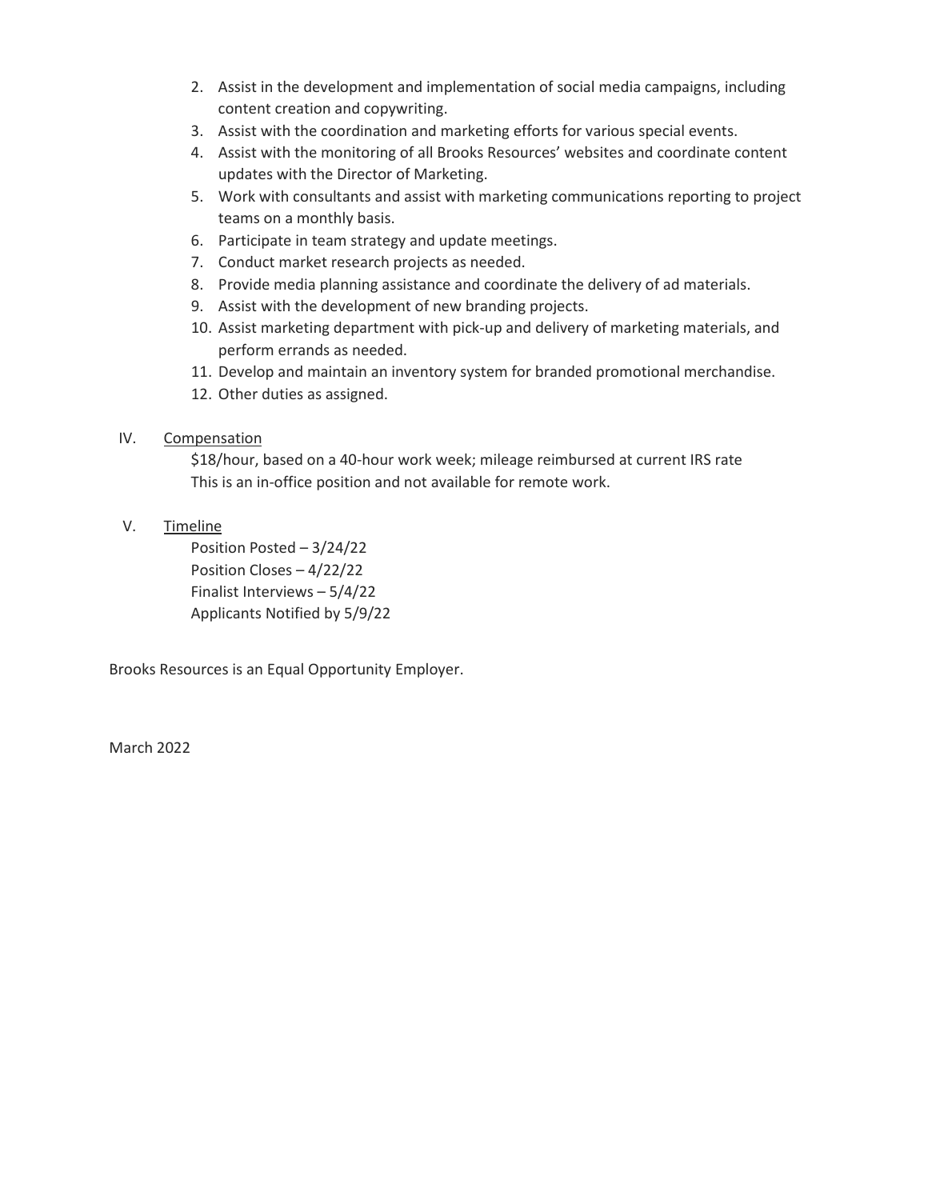2. Assist in the development and implementation of social media campaigns, including content creation and copywriting.
3. Assist with the coordination and marketing efforts for various special events.
4. Assist with the monitoring of all Brooks Resources' websites and coordinate content updates with the Director of Marketing.
5. Work with consultants and assist with marketing communications reporting to project teams on a monthly basis.
6. Participate in team strategy and update meetings.
7. Conduct market research projects as needed.
8. Provide media planning assistance and coordinate the delivery of ad materials.
9. Assist with the development of new branding projects.
10. Assist marketing department with pick-up and delivery of marketing materials, and perform errands as needed.
11. Develop and maintain an inventory system for branded promotional merchandise.
12. Other duties as assigned.

IV. Compensation

$18/hour, based on a 40-hour work week; mileage reimbursed at current IRS rate
This is an in-office position and not available for remote work.

V. Timeline

Position Posted – 3/24/22
Position Closes – 4/22/22
Finalist Interviews – 5/4/22
Applicants Notified by 5/9/22

Brooks Resources is an Equal Opportunity Employer.

March 2022